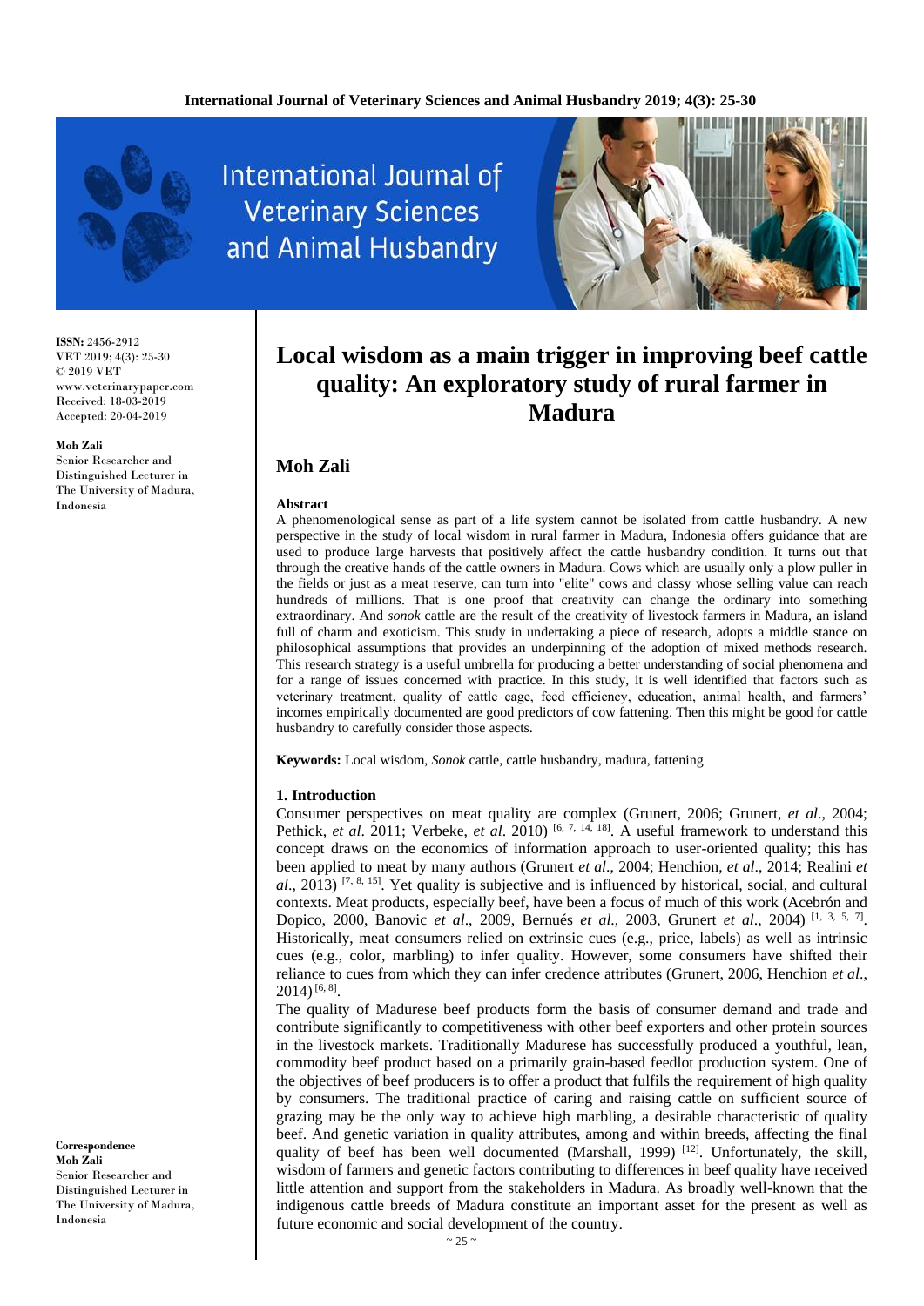# Local wisdom as a main trigger in improving beef cattle quality: An exploratory study of rural farmer in Madura

## Moh Zali

**ISSN:** 2456-2912
VET 2019; 4(3): 25-30
© 2019 VET
www.veterinarypaper.com
Received: 18-03-2019
Accepted: 20-04-2019

**Moh Zali**
Senior Researcher and Distinguished Lecturer in The University of Madura, Indonesia

**Correspondence**
**Moh Zali**
Senior Researcher and Distinguished Lecturer in The University of Madura, Indonesia

### Abstract

A phenomenological sense as part of a life system cannot be isolated from cattle husbandry. A new perspective in the study of local wisdom in rural farmer in Madura, Indonesia offers guidance that are used to produce large harvests that positively affect the cattle husbandry condition. It turns out that through the creative hands of the cattle owners in Madura. Cows which are usually only a plow puller in the fields or just as a meat reserve, can turn into "elite" cows and classy whose selling value can reach hundreds of millions. That is one proof that creativity can change the ordinary into something extraordinary. And *sonok* cattle are the result of the creativity of livestock farmers in Madura, an island full of charm and exoticism. This study in undertaking a piece of research, adopts a middle stance on philosophical assumptions that provides an underpinning of the adoption of mixed methods research. This research strategy is a useful umbrella for producing a better understanding of social phenomena and for a range of issues concerned with practice. In this study, it is well identified that factors such as veterinary treatment, quality of cattle cage, feed efficiency, education, animal health, and farmers' incomes empirically documented are good predictors of cow fattening. Then this might be good for cattle husbandry to carefully consider those aspects.

**Keywords:** Local wisdom, *Sonok* cattle, cattle husbandry, madura, fattening

### 1. Introduction

Consumer perspectives on meat quality are complex (Grunert, 2006; Grunert, *et al*., 2004; Pethick, *et al*. 2011; Verbeke, *et al*. 2010) [6, 7, 14, 18]. A useful framework to understand this concept draws on the economics of information approach to user-oriented quality; this has been applied to meat by many authors (Grunert *et al*., 2004; Henchion, *et al*., 2014; Realini *et al*., 2013) [7, 8, 15]. Yet quality is subjective and is influenced by historical, social, and cultural contexts. Meat products, especially beef, have been a focus of much of this work (Acebrón and Dopico, 2000, Banovic *et al*., 2009, Bernués *et al*., 2003, Grunert *et al*., 2004) [1, 3, 5, 7]. Historically, meat consumers relied on extrinsic cues (e.g., price, labels) as well as intrinsic cues (e.g., color, marbling) to infer quality. However, some consumers have shifted their reliance to cues from which they can infer credence attributes (Grunert, 2006, Henchion *et al*., 2014) [6, 8].

The quality of Madurese beef products form the basis of consumer demand and trade and contribute significantly to competitiveness with other beef exporters and other protein sources in the livestock markets. Traditionally Madurese has successfully produced a youthful, lean, commodity beef product based on a primarily grain-based feedlot production system. One of the objectives of beef producers is to offer a product that fulfils the requirement of high quality by consumers. The traditional practice of caring and raising cattle on sufficient source of grazing may be the only way to achieve high marbling, a desirable characteristic of quality beef. And genetic variation in quality attributes, among and within breeds, affecting the final quality of beef has been well documented (Marshall, 1999) [12]. Unfortunately, the skill, wisdom of farmers and genetic factors contributing to differences in beef quality have received little attention and support from the stakeholders in Madura. As broadly well-known that the indigenous cattle breeds of Madura constitute an important asset for the present as well as future economic and social development of the country.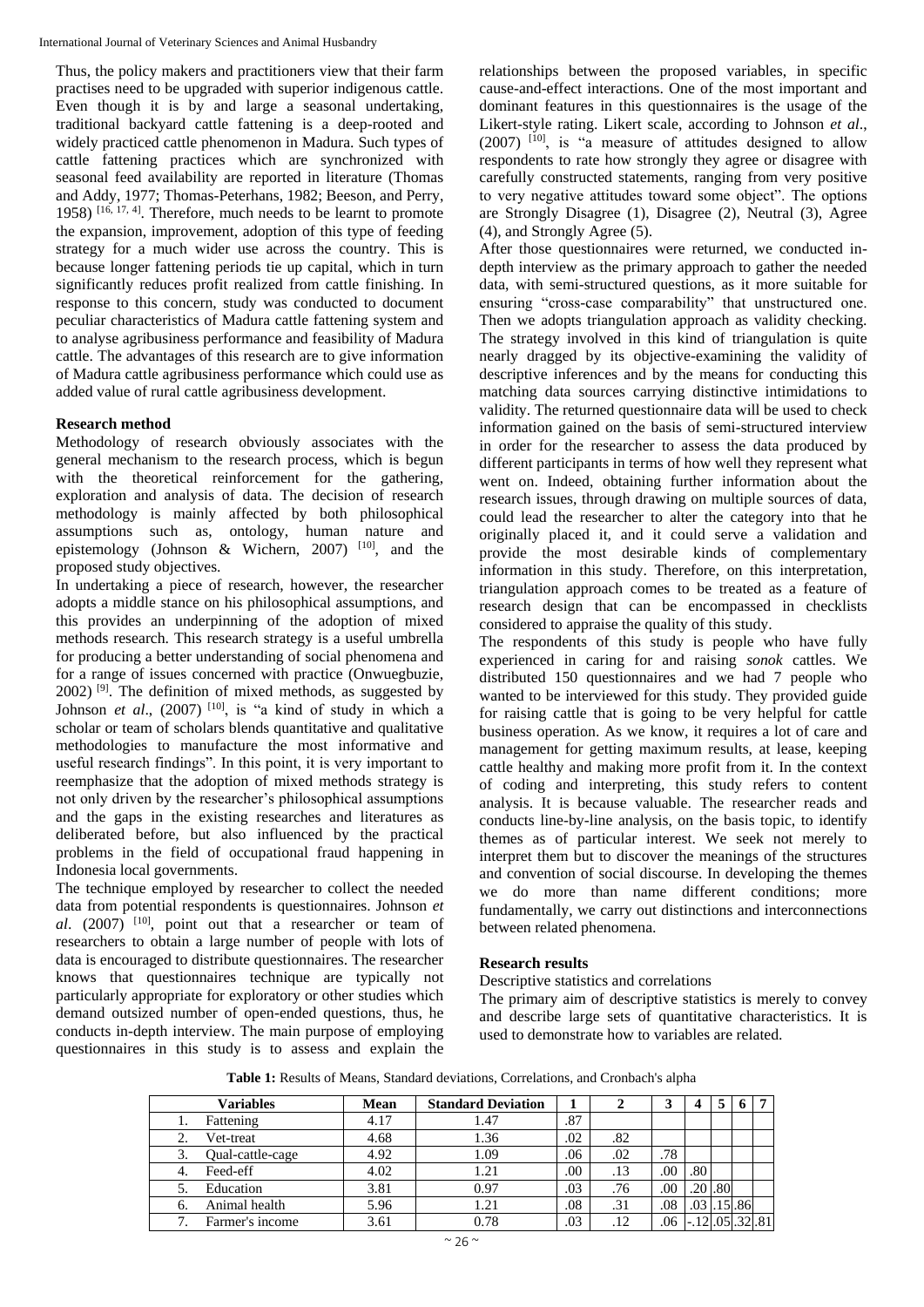Thus, the policy makers and practitioners view that their farm practises need to be upgraded with superior indigenous cattle. Even though it is by and large a seasonal undertaking, traditional backyard cattle fattening is a deep-rooted and widely practiced cattle phenomenon in Madura. Such types of cattle fattening practices which are synchronized with seasonal feed availability are reported in literature (Thomas and Addy, 1977; Thomas-Peterhans, 1982; Beeson, and Perry, 1958) [16, 17, 4]. Therefore, much needs to be learnt to promote the expansion, improvement, adoption of this type of feeding strategy for a much wider use across the country. This is because longer fattening periods tie up capital, which in turn significantly reduces profit realized from cattle finishing. In response to this concern, study was conducted to document peculiar characteristics of Madura cattle fattening system and to analyse agribusiness performance and feasibility of Madura cattle. The advantages of this research are to give information of Madura cattle agribusiness performance which could use as added value of rural cattle agribusiness development.

## Research method

Methodology of research obviously associates with the general mechanism to the research process, which is begun with the theoretical reinforcement for the gathering, exploration and analysis of data. The decision of research methodology is mainly affected by both philosophical assumptions such as, ontology, human nature and epistemology (Johnson & Wichern, 2007) [10], and the proposed study objectives.

In undertaking a piece of research, however, the researcher adopts a middle stance on his philosophical assumptions, and this provides an underpinning of the adoption of mixed methods research. This research strategy is a useful umbrella for producing a better understanding of social phenomena and for a range of issues concerned with practice (Onwuegbuzie, 2002) [9]. The definition of mixed methods, as suggested by Johnson *et al*., (2007) [10], is "a kind of study in which a scholar or team of scholars blends quantitative and qualitative methodologies to manufacture the most informative and useful research findings". In this point, it is very important to reemphasize that the adoption of mixed methods strategy is not only driven by the researcher's philosophical assumptions and the gaps in the existing researches and literatures as deliberated before, but also influenced by the practical problems in the field of occupational fraud happening in Indonesia local governments.

The technique employed by researcher to collect the needed data from potential respondents is questionnaires. Johnson *et al*. (2007) [10], point out that a researcher or team of researchers to obtain a large number of people with lots of data is encouraged to distribute questionnaires. The researcher knows that questionnaires technique are typically not particularly appropriate for exploratory or other studies which demand outsized number of open-ended questions, thus, he conducts in-depth interview. The main purpose of employing questionnaires in this study is to assess and explain the relationships between the proposed variables, in specific cause-and-effect interactions. One of the most important and dominant features in this questionnaires is the usage of the Likert-style rating. Likert scale, according to Johnson *et al*., (2007) [10], is "a measure of attitudes designed to allow respondents to rate how strongly they agree or disagree with carefully constructed statements, ranging from very positive to very negative attitudes toward some object". The options are Strongly Disagree (1), Disagree (2), Neutral (3), Agree (4), and Strongly Agree (5).

After those questionnaires were returned, we conducted in-depth interview as the primary approach to gather the needed data, with semi-structured questions, as it more suitable for ensuring "cross-case comparability" that unstructured one. Then we adopts triangulation approach as validity checking. The strategy involved in this kind of triangulation is quite nearly dragged by its objective-examining the validity of descriptive inferences and by the means for conducting this matching data sources carrying distinctive intimidations to validity. The returned questionnaire data will be used to check information gained on the basis of semi-structured interview in order for the researcher to assess the data produced by different participants in terms of how well they represent what went on. Indeed, obtaining further information about the research issues, through drawing on multiple sources of data, could lead the researcher to alter the category into that he originally placed it, and it could serve a validation and provide the most desirable kinds of complementary information in this study. Therefore, on this interpretation, triangulation approach comes to be treated as a feature of research design that can be encompassed in checklists considered to appraise the quality of this study.

The respondents of this study is people who have fully experienced in caring for and raising *sonok* cattles. We distributed 150 questionnaires and we had 7 people who wanted to be interviewed for this study. They provided guide for raising cattle that is going to be very helpful for cattle business operation. As we know, it requires a lot of care and management for getting maximum results, at lease, keeping cattle healthy and making more profit from it. In the context of coding and interpreting, this study refers to content analysis. It is because valuable. The researcher reads and conducts line-by-line analysis, on the basis topic, to identify themes as of particular interest. We seek not merely to interpret them but to discover the meanings of the structures and convention of social discourse. In developing the themes we do more than name different conditions; more fundamentally, we carry out distinctions and interconnections between related phenomena.

## Research results

Descriptive statistics and correlations

The primary aim of descriptive statistics is merely to convey and describe large sets of quantitative characteristics. It is used to demonstrate how to variables are related.

**Table 1:** Results of Means, Standard deviations, Correlations, and Cronbach's alpha

| Variables | Mean | Standard Deviation | 1 | 2 | 3 | 4 | 5 | 6 | 7 |
|---|---|---|---|---|---|---|---|---|---|
| 1. Fattening | 4.17 | 1.47 | .87 | | | | | | |
| 2. Vet-treat | 4.68 | 1.36 | .02 | .82 | | | | | |
| 3. Qual-cattle-cage | 4.92 | 1.09 | .06 | .02 | .78 | | | | |
| 4. Feed-eff | 4.02 | 1.21 | .00 | .13 | .00 | .80 | | | |
| 5. Education | 3.81 | 0.97 | .03 | .76 | .00 | .20 | .80 | | |
| 6. Animal health | 5.96 | 1.21 | .08 | .31 | .08 | .03 | .15 | .86 | |
| 7. Farmer's income | 3.61 | 0.78 | .03 | .12 | .06 | -.12 | .05 | .32 | .81 |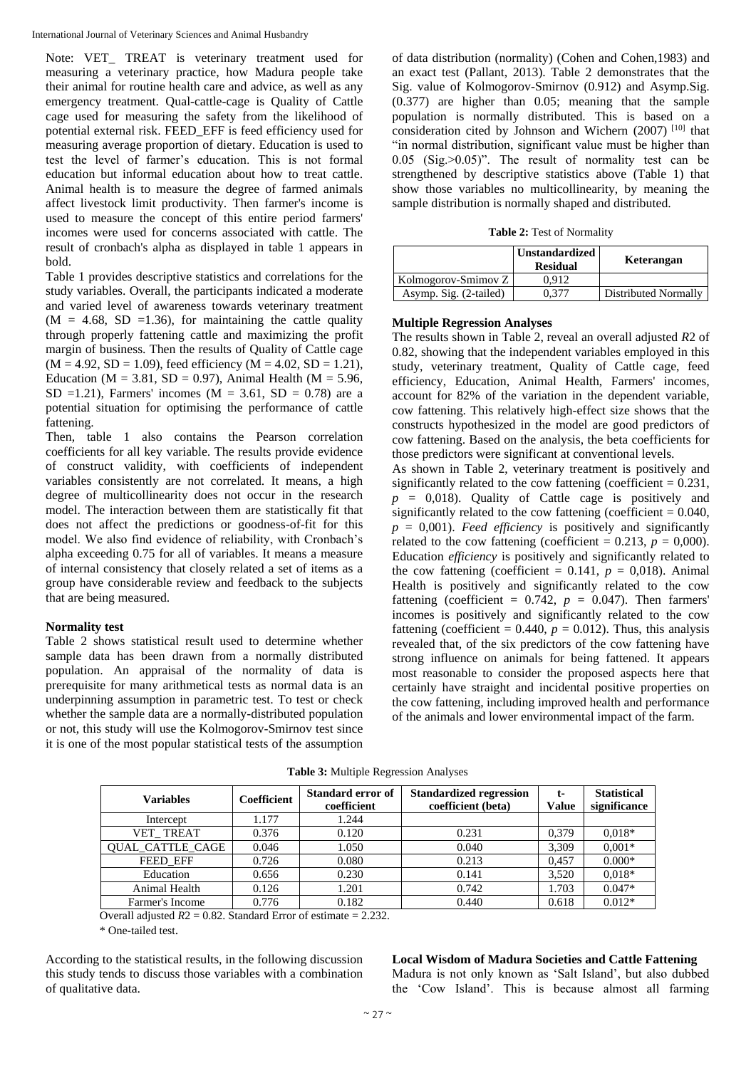Note: VET_ TREAT is veterinary treatment used for measuring a veterinary practice, how Madura people take their animal for routine health care and advice, as well as any emergency treatment. Qual-cattle-cage is Quality of Cattle cage used for measuring the safety from the likelihood of potential external risk. FEED_EFF is feed efficiency used for measuring average proportion of dietary. Education is used to test the level of farmer's education. This is not formal education but informal education about how to treat cattle. Animal health is to measure the degree of farmed animals affect livestock limit productivity. Then farmer's income is used to measure the concept of this entire period farmers' incomes were used for concerns associated with cattle. The result of cronbach's alpha as displayed in table 1 appears in bold.

Table 1 provides descriptive statistics and correlations for the study variables. Overall, the participants indicated a moderate and varied level of awareness towards veterinary treatment (M = 4.68, SD =1.36), for maintaining the cattle quality through properly fattening cattle and maximizing the profit margin of business. Then the results of Quality of Cattle cage (M = 4.92, SD = 1.09), feed efficiency (M = 4.02, SD = 1.21), Education (M = 3.81, SD = 0.97), Animal Health (M = 5.96, SD =1.21), Farmers' incomes (M = 3.61, SD = 0.78) are a potential situation for optimising the performance of cattle fattening.

Then, table 1 also contains the Pearson correlation coefficients for all key variable. The results provide evidence of construct validity, with coefficients of independent variables consistently are not correlated. It means, a high degree of multicollinearity does not occur in the research model. The interaction between them are statistically fit that does not affect the predictions or goodness-of-fit for this model. We also find evidence of reliability, with Cronbach's alpha exceeding 0.75 for all of variables. It means a measure of internal consistency that closely related a set of items as a group have considerable review and feedback to the subjects that are being measured.

### Normality test

Table 2 shows statistical result used to determine whether sample data has been drawn from a normally distributed population. An appraisal of the normality of data is prerequisite for many arithmetical tests as normal data is an underpinning assumption in parametric test. To test or check whether the sample data are a normally-distributed population or not, this study will use the Kolmogorov-Smirnov test since it is one of the most popular statistical tests of the assumption of data distribution (normality) (Cohen and Cohen,1983) and an exact test (Pallant, 2013). Table 2 demonstrates that the Sig. value of Kolmogorov-Smirnov (0.912) and Asymp.Sig. (0.377) are higher than 0.05; meaning that the sample population is normally distributed. This is based on a consideration cited by Johnson and Wichern (2007) [10] that "in normal distribution, significant value must be higher than 0.05 (Sig.>0.05)". The result of normality test can be strengthened by descriptive statistics above (Table 1) that show those variables no multicollinearity, by meaning the sample distribution is normally shaped and distributed.

**Table 2:** Test of Normality

| | Unstandardized Residual | Keterangan |
|---|---|---|
| Kolmogorov-Smimov Z | 0,912 | |
| Asymp. Sig. (2-tailed) | 0,377 | Distributed Normally |

### Multiple Regression Analyses

The results shown in Table 2, reveal an overall adjusted *R*2 of 0.82, showing that the independent variables employed in this study, veterinary treatment, Quality of Cattle cage, feed efficiency, Education, Animal Health, Farmers' incomes, account for 82% of the variation in the dependent variable, cow fattening. This relatively high-effect size shows that the constructs hypothesized in the model are good predictors of cow fattening. Based on the analysis, the beta coefficients for those predictors were significant at conventional levels.

As shown in Table 2, veterinary treatment is positively and significantly related to the cow fattening (coefficient = 0.231, *p* = 0,018). Quality of Cattle cage is positively and significantly related to the cow fattening (coefficient = 0.040, *p* = 0,001). *Feed efficiency* is positively and significantly related to the cow fattening (coefficient = 0.213, *p* = 0,000). Education *efficiency* is positively and significantly related to the cow fattening (coefficient = 0.141, *p* = 0,018). Animal Health is positively and significantly related to the cow fattening (coefficient = 0.742, *p* = 0.047). Then farmers' incomes is positively and significantly related to the cow fattening (coefficient = 0.440, *p* = 0.012). Thus, this analysis revealed that, of the six predictors of the cow fattening have strong influence on animals for being fattened. It appears most reasonable to consider the proposed aspects here that certainly have straight and incidental positive properties on the cow fattening, including improved health and performance of the animals and lower environmental impact of the farm.

**Table 3:** Multiple Regression Analyses

| Variables | Coefficient | Standard error of coefficient | Standardized regression coefficient (beta) | t-Value | Statistical significance |
|---|---|---|---|---|---|
| Intercept | 1.177 | 1.244 | | | |
| VET_ TREAT | 0.376 | 0.120 | 0.231 | 0,379 | 0,018* |
| QUAL_CATTLE_CAGE | 0.046 | 1.050 | 0.040 | 3,309 | 0,001* |
| FEED_EFF | 0.726 | 0.080 | 0.213 | 0,457 | 0.000* |
| Education | 0.656 | 0.230 | 0.141 | 3,520 | 0,018* |
| Animal Health | 0.126 | 1.201 | 0.742 | 1.703 | 0.047* |
| Farmer's Income | 0.776 | 0.182 | 0.440 | 0.618 | 0.012* |

Overall adjusted *R*2 = 0.82. Standard Error of estimate = 2.232.

\* One-tailed test.

According to the statistical results, in the following discussion this study tends to discuss those variables with a combination of qualitative data.

### Local Wisdom of Madura Societies and Cattle Fattening

Madura is not only known as 'Salt Island', but also dubbed the 'Cow Island'. This is because almost all farming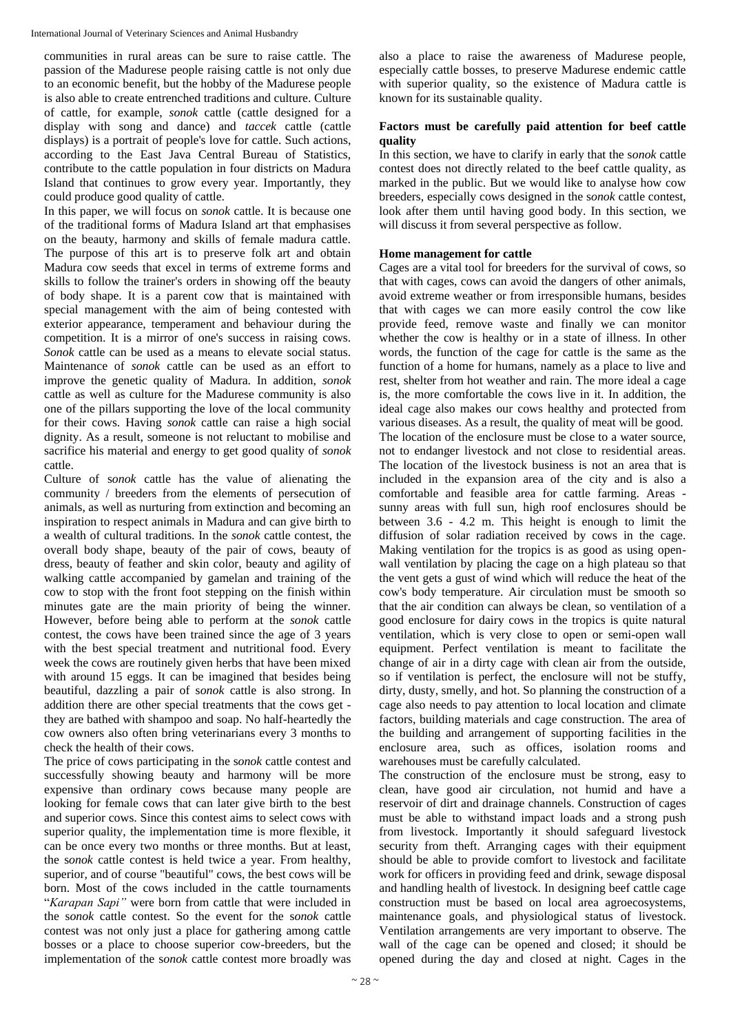communities in rural areas can be sure to raise cattle. The passion of the Madurese people raising cattle is not only due to an economic benefit, but the hobby of the Madurese people is also able to create entrenched traditions and culture. Culture of cattle, for example, *sonok* cattle (cattle designed for a display with song and dance) and *taccek* cattle (cattle displays) is a portrait of people's love for cattle. Such actions, according to the East Java Central Bureau of Statistics, contribute to the cattle population in four districts on Madura Island that continues to grow every year. Importantly, they could produce good quality of cattle.

In this paper, we will focus on *sonok* cattle. It is because one of the traditional forms of Madura Island art that emphasises on the beauty, harmony and skills of female madura cattle. The purpose of this art is to preserve folk art and obtain Madura cow seeds that excel in terms of extreme forms and skills to follow the trainer's orders in showing off the beauty of body shape. It is a parent cow that is maintained with special management with the aim of being contested with exterior appearance, temperament and behaviour during the competition. It is a mirror of one's success in raising cows. *Sonok* cattle can be used as a means to elevate social status. Maintenance of *sonok* cattle can be used as an effort to improve the genetic quality of Madura. In addition, *sonok* cattle as well as culture for the Madurese community is also one of the pillars supporting the love of the local community for their cows. Having *sonok* cattle can raise a high social dignity. As a result, someone is not reluctant to mobilise and sacrifice his material and energy to get good quality of *sonok* cattle.

Culture of s*onok* cattle has the value of alienating the community / breeders from the elements of persecution of animals, as well as nurturing from extinction and becoming an inspiration to respect animals in Madura and can give birth to a wealth of cultural traditions. In the *sonok* cattle contest, the overall body shape, beauty of the pair of cows, beauty of dress, beauty of feather and skin color, beauty and agility of walking cattle accompanied by gamelan and training of the cow to stop with the front foot stepping on the finish within minutes gate are the main priority of being the winner. However, before being able to perform at the *sonok* cattle contest, the cows have been trained since the age of 3 years with the best special treatment and nutritional food. Every week the cows are routinely given herbs that have been mixed with around 15 eggs. It can be imagined that besides being beautiful, dazzling a pair of s*onok* cattle is also strong. In addition there are other special treatments that the cows get - they are bathed with shampoo and soap. No half-heartedly the cow owners also often bring veterinarians every 3 months to check the health of their cows.

The price of cows participating in the s*onok* cattle contest and successfully showing beauty and harmony will be more expensive than ordinary cows because many people are looking for female cows that can later give birth to the best and superior cows. Since this contest aims to select cows with superior quality, the implementation time is more flexible, it can be once every two months or three months. But at least, the s*onok* cattle contest is held twice a year. From healthy, superior, and of course "beautiful" cows, the best cows will be born. Most of the cows included in the cattle tournaments "*Karapan Sapi"* were born from cattle that were included in the s*onok* cattle contest. So the event for the s*onok* cattle contest was not only just a place for gathering among cattle bosses or a place to choose superior cow-breeders, but the implementation of the s*onok* cattle contest more broadly was also a place to raise the awareness of Madurese people, especially cattle bosses, to preserve Madurese endemic cattle with superior quality, so the existence of Madura cattle is known for its sustainable quality.

### Factors must be carefully paid attention for beef cattle quality

In this section, we have to clarify in early that the s*onok* cattle contest does not directly related to the beef cattle quality, as marked in the public. But we would like to analyse how cow breeders, especially cows designed in the s*onok* cattle contest, look after them until having good body. In this section, we will discuss it from several perspective as follow.

### Home management for cattle

Cages are a vital tool for breeders for the survival of cows, so that with cages, cows can avoid the dangers of other animals, avoid extreme weather or from irresponsible humans, besides that with cages we can more easily control the cow like provide feed, remove waste and finally we can monitor whether the cow is healthy or in a state of illness. In other words, the function of the cage for cattle is the same as the function of a home for humans, namely as a place to live and rest, shelter from hot weather and rain. The more ideal a cage is, the more comfortable the cows live in it. In addition, the ideal cage also makes our cows healthy and protected from various diseases. As a result, the quality of meat will be good.

The location of the enclosure must be close to a water source, not to endanger livestock and not close to residential areas. The location of the livestock business is not an area that is included in the expansion area of the city and is also a comfortable and feasible area for cattle farming. Areas - sunny areas with full sun, high roof enclosures should be between 3.6 - 4.2 m. This height is enough to limit the diffusion of solar radiation received by cows in the cage. Making ventilation for the tropics is as good as using open-wall ventilation by placing the cage on a high plateau so that the vent gets a gust of wind which will reduce the heat of the cow's body temperature. Air circulation must be smooth so that the air condition can always be clean, so ventilation of a good enclosure for dairy cows in the tropics is quite natural ventilation, which is very close to open or semi-open wall equipment. Perfect ventilation is meant to facilitate the change of air in a dirty cage with clean air from the outside, so if ventilation is perfect, the enclosure will not be stuffy, dirty, dusty, smelly, and hot. So planning the construction of a cage also needs to pay attention to local location and climate factors, building materials and cage construction. The area of the building and arrangement of supporting facilities in the enclosure area, such as offices, isolation rooms and warehouses must be carefully calculated.

The construction of the enclosure must be strong, easy to clean, have good air circulation, not humid and have a reservoir of dirt and drainage channels. Construction of cages must be able to withstand impact loads and a strong push from livestock. Importantly it should safeguard livestock security from theft. Arranging cages with their equipment should be able to provide comfort to livestock and facilitate work for officers in providing feed and drink, sewage disposal and handling health of livestock. In designing beef cattle cage construction must be based on local area agroecosystems, maintenance goals, and physiological status of livestock. Ventilation arrangements are very important to observe. The wall of the cage can be opened and closed; it should be opened during the day and closed at night. Cages in the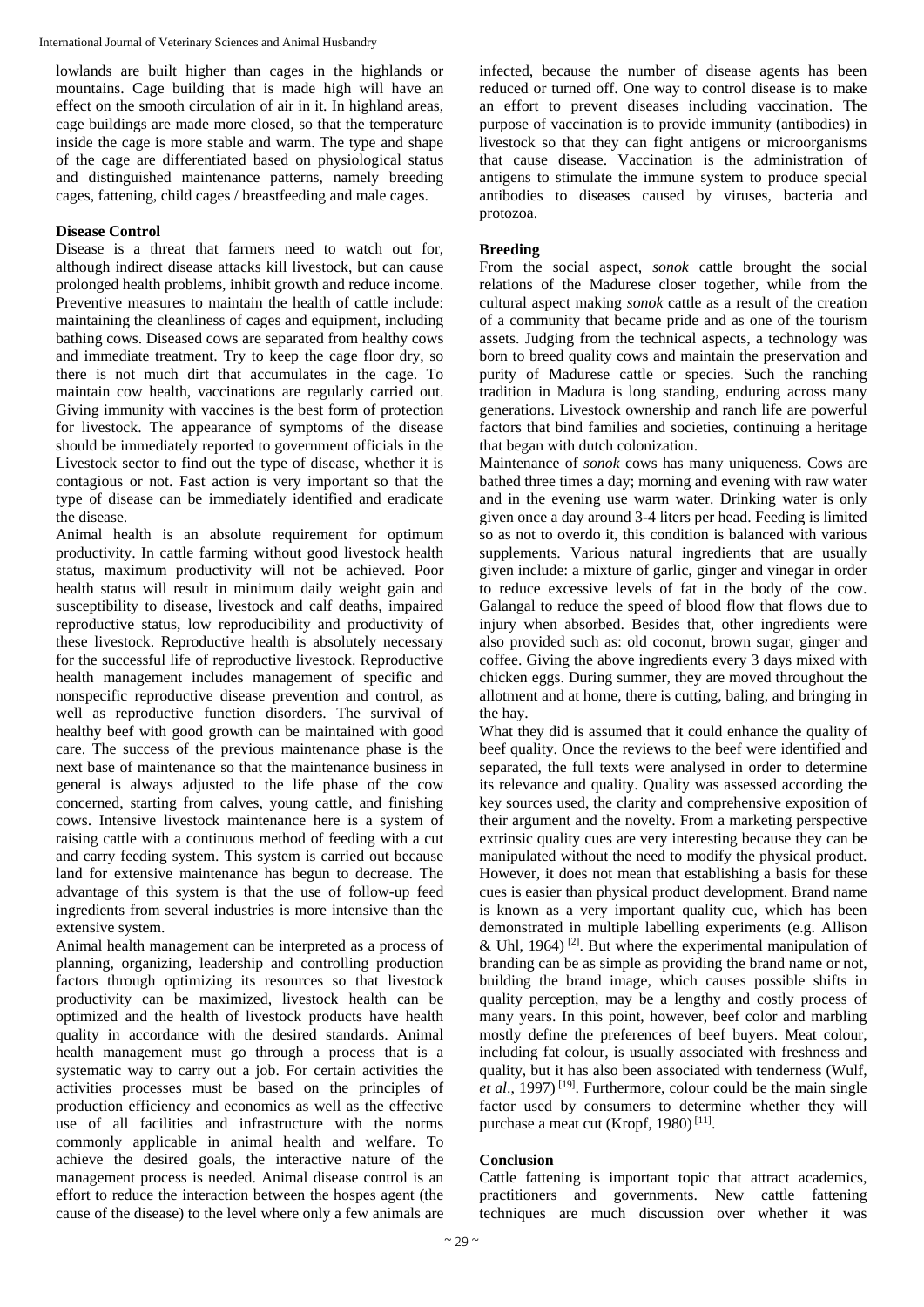lowlands are built higher than cages in the highlands or mountains. Cage building that is made high will have an effect on the smooth circulation of air in it. In highland areas, cage buildings are made more closed, so that the temperature inside the cage is more stable and warm. The type and shape of the cage are differentiated based on physiological status and distinguished maintenance patterns, namely breeding cages, fattening, child cages / breastfeeding and male cages.

## Disease Control

Disease is a threat that farmers need to watch out for, although indirect disease attacks kill livestock, but can cause prolonged health problems, inhibit growth and reduce income. Preventive measures to maintain the health of cattle include: maintaining the cleanliness of cages and equipment, including bathing cows. Diseased cows are separated from healthy cows and immediate treatment. Try to keep the cage floor dry, so there is not much dirt that accumulates in the cage. To maintain cow health, vaccinations are regularly carried out. Giving immunity with vaccines is the best form of protection for livestock. The appearance of symptoms of the disease should be immediately reported to government officials in the Livestock sector to find out the type of disease, whether it is contagious or not. Fast action is very important so that the type of disease can be immediately identified and eradicate the disease.

Animal health is an absolute requirement for optimum productivity. In cattle farming without good livestock health status, maximum productivity will not be achieved. Poor health status will result in minimum daily weight gain and susceptibility to disease, livestock and calf deaths, impaired reproductive status, low reproducibility and productivity of these livestock. Reproductive health is absolutely necessary for the successful life of reproductive livestock. Reproductive health management includes management of specific and nonspecific reproductive disease prevention and control, as well as reproductive function disorders. The survival of healthy beef with good growth can be maintained with good care. The success of the previous maintenance phase is the next base of maintenance so that the maintenance business in general is always adjusted to the life phase of the cow concerned, starting from calves, young cattle, and finishing cows. Intensive livestock maintenance here is a system of raising cattle with a continuous method of feeding with a cut and carry feeding system. This system is carried out because land for extensive maintenance has begun to decrease. The advantage of this system is that the use of follow-up feed ingredients from several industries is more intensive than the extensive system.

Animal health management can be interpreted as a process of planning, organizing, leadership and controlling production factors through optimizing its resources so that livestock productivity can be maximized, livestock health can be optimized and the health of livestock products have health quality in accordance with the desired standards. Animal health management must go through a process that is a systematic way to carry out a job. For certain activities the activities processes must be based on the principles of production efficiency and economics as well as the effective use of all facilities and infrastructure with the norms commonly applicable in animal health and welfare. To achieve the desired goals, the interactive nature of the management process is needed. Animal disease control is an effort to reduce the interaction between the hospes agent (the cause of the disease) to the level where only a few animals are infected, because the number of disease agents has been reduced or turned off. One way to control disease is to make an effort to prevent diseases including vaccination. The purpose of vaccination is to provide immunity (antibodies) in livestock so that they can fight antigens or microorganisms that cause disease. Vaccination is the administration of antigens to stimulate the immune system to produce special antibodies to diseases caused by viruses, bacteria and protozoa.

## Breeding

From the social aspect, *sonok* cattle brought the social relations of the Madurese closer together, while from the cultural aspect making *sonok* cattle as a result of the creation of a community that became pride and as one of the tourism assets. Judging from the technical aspects, a technology was born to breed quality cows and maintain the preservation and purity of Madurese cattle or species. Such the ranching tradition in Madura is long standing, enduring across many generations. Livestock ownership and ranch life are powerful factors that bind families and societies, continuing a heritage that began with dutch colonization.

Maintenance of *sonok* cows has many uniqueness. Cows are bathed three times a day; morning and evening with raw water and in the evening use warm water. Drinking water is only given once a day around 3-4 liters per head. Feeding is limited so as not to overdo it, this condition is balanced with various supplements. Various natural ingredients that are usually given include: a mixture of garlic, ginger and vinegar in order to reduce excessive levels of fat in the body of the cow. Galangal to reduce the speed of blood flow that flows due to injury when absorbed. Besides that, other ingredients were also provided such as: old coconut, brown sugar, ginger and coffee. Giving the above ingredients every 3 days mixed with chicken eggs. During summer, they are moved throughout the allotment and at home, there is cutting, baling, and bringing in the hay.

What they did is assumed that it could enhance the quality of beef quality. Once the reviews to the beef were identified and separated, the full texts were analysed in order to determine its relevance and quality. Quality was assessed according the key sources used, the clarity and comprehensive exposition of their argument and the novelty. From a marketing perspective extrinsic quality cues are very interesting because they can be manipulated without the need to modify the physical product. However, it does not mean that establishing a basis for these cues is easier than physical product development. Brand name is known as a very important quality cue, which has been demonstrated in multiple labelling experiments (e.g. Allison & Uhl, 1964) [2]. But where the experimental manipulation of branding can be as simple as providing the brand name or not, building the brand image, which causes possible shifts in quality perception, may be a lengthy and costly process of many years. In this point, however, beef color and marbling mostly define the preferences of beef buyers. Meat colour, including fat colour, is usually associated with freshness and quality, but it has also been associated with tenderness (Wulf, *et al*., 1997) [19]. Furthermore, colour could be the main single factor used by consumers to determine whether they will purchase a meat cut (Kropf, 1980) [11].

## Conclusion

Cattle fattening is important topic that attract academics, practitioners and governments. New cattle fattening techniques are much discussion over whether it was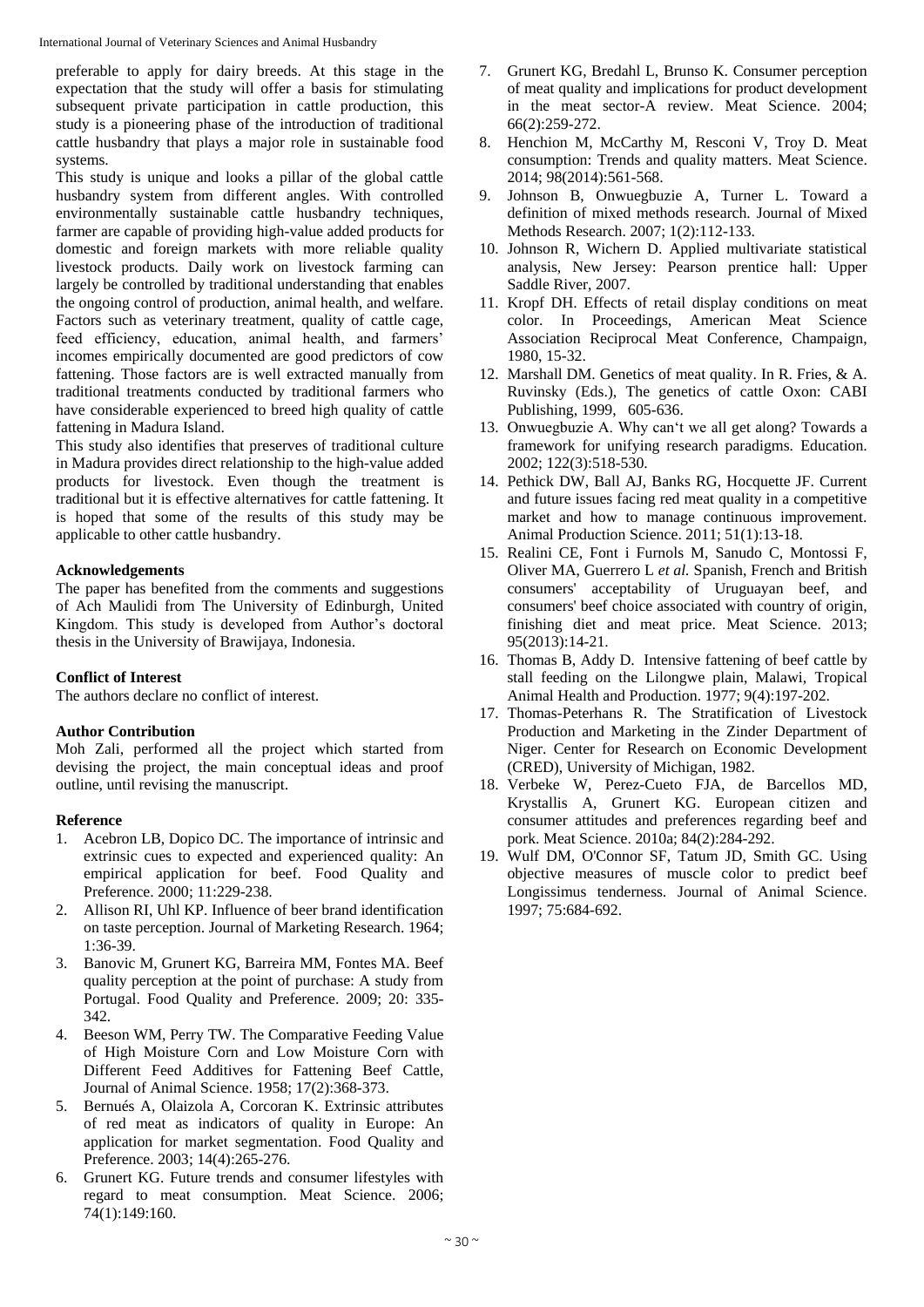preferable to apply for dairy breeds. At this stage in the expectation that the study will offer a basis for stimulating subsequent private participation in cattle production, this study is a pioneering phase of the introduction of traditional cattle husbandry that plays a major role in sustainable food systems.

This study is unique and looks a pillar of the global cattle husbandry system from different angles. With controlled environmentally sustainable cattle husbandry techniques, farmer are capable of providing high-value added products for domestic and foreign markets with more reliable quality livestock products. Daily work on livestock farming can largely be controlled by traditional understanding that enables the ongoing control of production, animal health, and welfare. Factors such as veterinary treatment, quality of cattle cage, feed efficiency, education, animal health, and farmers' incomes empirically documented are good predictors of cow fattening. Those factors are is well extracted manually from traditional treatments conducted by traditional farmers who have considerable experienced to breed high quality of cattle fattening in Madura Island.

This study also identifies that preserves of traditional culture in Madura provides direct relationship to the high-value added products for livestock. Even though the treatment is traditional but it is effective alternatives for cattle fattening. It is hoped that some of the results of this study may be applicable to other cattle husbandry.

### Acknowledgements

The paper has benefited from the comments and suggestions of Ach Maulidi from The University of Edinburgh, United Kingdom. This study is developed from Author's doctoral thesis in the University of Brawijaya, Indonesia.

### Conflict of Interest

The authors declare no conflict of interest.

### Author Contribution

Moh Zali, performed all the project which started from devising the project, the main conceptual ideas and proof outline, until revising the manuscript.

### Reference

1. Acebron LB, Dopico DC. The importance of intrinsic and extrinsic cues to expected and experienced quality: An empirical application for beef. Food Quality and Preference. 2000; 11:229-238.
2. Allison RI, Uhl KP. Influence of beer brand identification on taste perception. Journal of Marketing Research. 1964; 1:36-39.
3. Banovic M, Grunert KG, Barreira MM, Fontes MA. Beef quality perception at the point of purchase: A study from Portugal. Food Quality and Preference. 2009; 20: 335-342.
4. Beeson WM, Perry TW. The Comparative Feeding Value of High Moisture Corn and Low Moisture Corn with Different Feed Additives for Fattening Beef Cattle, Journal of Animal Science. 1958; 17(2):368-373.
5. Bernués A, Olaizola A, Corcoran K. Extrinsic attributes of red meat as indicators of quality in Europe: An application for market segmentation. Food Quality and Preference. 2003; 14(4):265-276.
6. Grunert KG. Future trends and consumer lifestyles with regard to meat consumption. Meat Science. 2006; 74(1):149:160.
7. Grunert KG, Bredahl L, Brunso K. Consumer perception of meat quality and implications for product development in the meat sector-A review. Meat Science. 2004; 66(2):259-272.
8. Henchion M, McCarthy M, Resconi V, Troy D. Meat consumption: Trends and quality matters. Meat Science. 2014; 98(2014):561-568.
9. Johnson B, Onwuegbuzie A, Turner L. Toward a definition of mixed methods research. Journal of Mixed Methods Research. 2007; 1(2):112-133.
10. Johnson R, Wichern D. Applied multivariate statistical analysis, New Jersey: Pearson prentice hall: Upper Saddle River, 2007.
11. Kropf DH. Effects of retail display conditions on meat color. In Proceedings, American Meat Science Association Reciprocal Meat Conference, Champaign, 1980, 15-32.
12. Marshall DM. Genetics of meat quality. In R. Fries, & A. Ruvinsky (Eds.), The genetics of cattle Oxon: CABI Publishing, 1999, 605-636.
13. Onwuegbuzie A. Why can't we all get along? Towards a framework for unifying research paradigms. Education. 2002; 122(3):518-530.
14. Pethick DW, Ball AJ, Banks RG, Hocquette JF. Current and future issues facing red meat quality in a competitive market and how to manage continuous improvement. Animal Production Science. 2011; 51(1):13-18.
15. Realini CE, Font i Furnols M, Sanudo C, Montossi F, Oliver MA, Guerrero L *et al.* Spanish, French and British consumers' acceptability of Uruguayan beef, and consumers' beef choice associated with country of origin, finishing diet and meat price. Meat Science. 2013; 95(2013):14-21.
16. Thomas B, Addy D. Intensive fattening of beef cattle by stall feeding on the Lilongwe plain, Malawi, Tropical Animal Health and Production. 1977; 9(4):197-202.
17. Thomas-Peterhans R. The Stratification of Livestock Production and Marketing in the Zinder Department of Niger. Center for Research on Economic Development (CRED), University of Michigan, 1982.
18. Verbeke W, Perez-Cueto FJA, de Barcellos MD, Krystallis A, Grunert KG. European citizen and consumer attitudes and preferences regarding beef and pork. Meat Science. 2010a; 84(2):284-292.
19. Wulf DM, O'Connor SF, Tatum JD, Smith GC. Using objective measures of muscle color to predict beef Longissimus tenderness. Journal of Animal Science. 1997; 75:684-692.